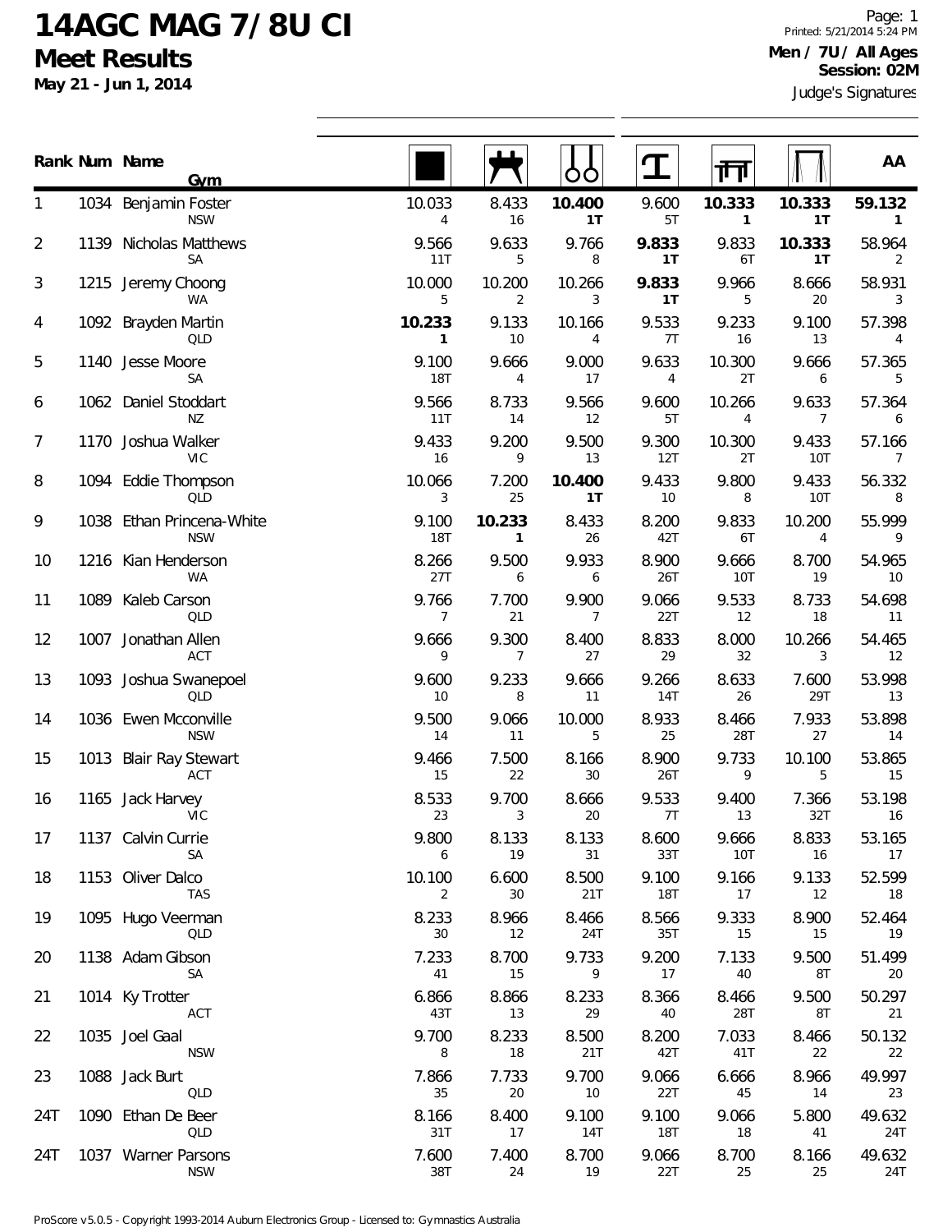# 14AGC MAG 7/8U CI

## Meet Results

**May 21 - Jun 1, 2014**

**Men / 7U / All Ages**
**Session: 02M**
Judge's Signatures

| Rank | Num | Name / Gym | Floor | Pommel Horse | Rings | Vault | Parallel Bars | High Bar | AA |
|---|---|---|---|---|---|---|---|---|---|
| 1 | 1034 | Benjamin Foster<br>NSW | 10.033<br>4 | 8.433<br>16 | **10.400**<br>**1T** | 9.600<br>5T | **10.333**<br>**1** | **10.333**<br>**1T** | **59.132**<br>**1** |
| 2 | 1139 | Nicholas Matthews<br>SA | 9.566<br>11T | 9.633<br>5 | 9.766<br>8 | **9.833**<br>**1T** | 9.833<br>6T | **10.333**<br>**1T** | 58.964<br>2 |
| 3 | 1215 | Jeremy Choong<br>WA | 10.000<br>5 | 10.200<br>2 | 10.266<br>3 | **9.833**<br>**1T** | 9.966<br>5 | 8.666<br>20 | 58.931<br>3 |
| 4 | 1092 | Brayden Martin<br>QLD | **10.233**<br>**1** | 9.133<br>10 | 10.166<br>4 | 9.533<br>7T | 9.233<br>16 | 9.100<br>13 | 57.398<br>4 |
| 5 | 1140 | Jesse Moore<br>SA | 9.100<br>18T | 9.666<br>4 | 9.000<br>17 | 9.633<br>4 | 10.300<br>2T | 9.666<br>6 | 57.365<br>5 |
| 6 | 1062 | Daniel Stoddart<br>NZ | 9.566<br>11T | 8.733<br>14 | 9.566<br>12 | 9.600<br>5T | 10.266<br>4 | 9.633<br>7 | 57.364<br>6 |
| 7 | 1170 | Joshua Walker<br>VIC | 9.433<br>16 | 9.200<br>9 | 9.500<br>13 | 9.300<br>12T | 10.300<br>2T | 9.433<br>10T | 57.166<br>7 |
| 8 | 1094 | Eddie Thompson<br>QLD | 10.066<br>3 | 7.200<br>25 | **10.400**<br>**1T** | 9.433<br>10 | 9.800<br>8 | 9.433<br>10T | 56.332<br>8 |
| 9 | 1038 | Ethan Princena-White<br>NSW | 9.100<br>18T | **10.233**<br>**1** | 8.433<br>26 | 8.200<br>42T | 9.833<br>6T | 10.200<br>4 | 55.999<br>9 |
| 10 | 1216 | Kian Henderson<br>WA | 8.266<br>27T | 9.500<br>6 | 9.933<br>6 | 8.900<br>26T | 9.666<br>10T | 8.700<br>19 | 54.965<br>10 |
| 11 | 1089 | Kaleb Carson<br>QLD | 9.766<br>7 | 7.700<br>21 | 9.900<br>7 | 9.066<br>22T | 9.533<br>12 | 8.733<br>18 | 54.698<br>11 |
| 12 | 1007 | Jonathan Allen<br>ACT | 9.666<br>9 | 9.300<br>7 | 8.400<br>27 | 8.833<br>29 | 8.000<br>32 | 10.266<br>3 | 54.465<br>12 |
| 13 | 1093 | Joshua Swanepoel<br>QLD | 9.600<br>10 | 9.233<br>8 | 9.666<br>11 | 9.266<br>14T | 8.633<br>26 | 7.600<br>29T | 53.998<br>13 |
| 14 | 1036 | Ewen Mcconville<br>NSW | 9.500<br>14 | 9.066<br>11 | 10.000<br>5 | 8.933<br>25 | 8.466<br>28T | 7.933<br>27 | 53.898<br>14 |
| 15 | 1013 | Blair Ray Stewart<br>ACT | 9.466<br>15 | 7.500<br>22 | 8.166<br>30 | 8.900<br>26T | 9.733<br>9 | 10.100<br>5 | 53.865<br>15 |
| 16 | 1165 | Jack Harvey<br>VIC | 8.533<br>23 | 9.700<br>3 | 8.666<br>20 | 9.533<br>7T | 9.400<br>13 | 7.366<br>32T | 53.198<br>16 |
| 17 | 1137 | Calvin Currie<br>SA | 9.800<br>6 | 8.133<br>19 | 8.133<br>31 | 8.600<br>33T | 9.666<br>10T | 8.833<br>16 | 53.165<br>17 |
| 18 | 1153 | Oliver Dalco<br>TAS | 10.100<br>2 | 6.600<br>30 | 8.500<br>21T | 9.100<br>18T | 9.166<br>17 | 9.133<br>12 | 52.599<br>18 |
| 19 | 1095 | Hugo Veerman<br>QLD | 8.233<br>30 | 8.966<br>12 | 8.466<br>24T | 8.566<br>35T | 9.333<br>15 | 8.900<br>15 | 52.464<br>19 |
| 20 | 1138 | Adam Gibson<br>SA | 7.233<br>41 | 8.700<br>15 | 9.733<br>9 | 9.200<br>17 | 7.133<br>40 | 9.500<br>8T | 51.499<br>20 |
| 21 | 1014 | Ky Trotter<br>ACT | 6.866<br>43T | 8.866<br>13 | 8.233<br>29 | 8.366<br>40 | 8.466<br>28T | 9.500<br>8T | 50.297<br>21 |
| 22 | 1035 | Joel Gaal<br>NSW | 9.700<br>8 | 8.233<br>18 | 8.500<br>21T | 8.200<br>42T | 7.033<br>41T | 8.466<br>22 | 50.132<br>22 |
| 23 | 1088 | Jack Burt<br>QLD | 7.866<br>35 | 7.733<br>20 | 9.700<br>10 | 9.066<br>22T | 6.666<br>45 | 8.966<br>14 | 49.997<br>23 |
| 24T | 1090 | Ethan De Beer<br>QLD | 8.166<br>31T | 8.400<br>17 | 9.100<br>14T | 9.100<br>18T | 9.066<br>18 | 5.800<br>41 | 49.632<br>24T |
| 24T | 1037 | Warner Parsons<br>NSW | 7.600<br>38T | 7.400<br>24 | 8.700<br>19 | 9.066<br>22T | 8.700<br>25 | 8.166<br>25 | 49.632<br>24T |

ProScore v5.0.5 - Copyright 1993-2014 Auburn Electronics Group - Licensed to: Gymnastics Australia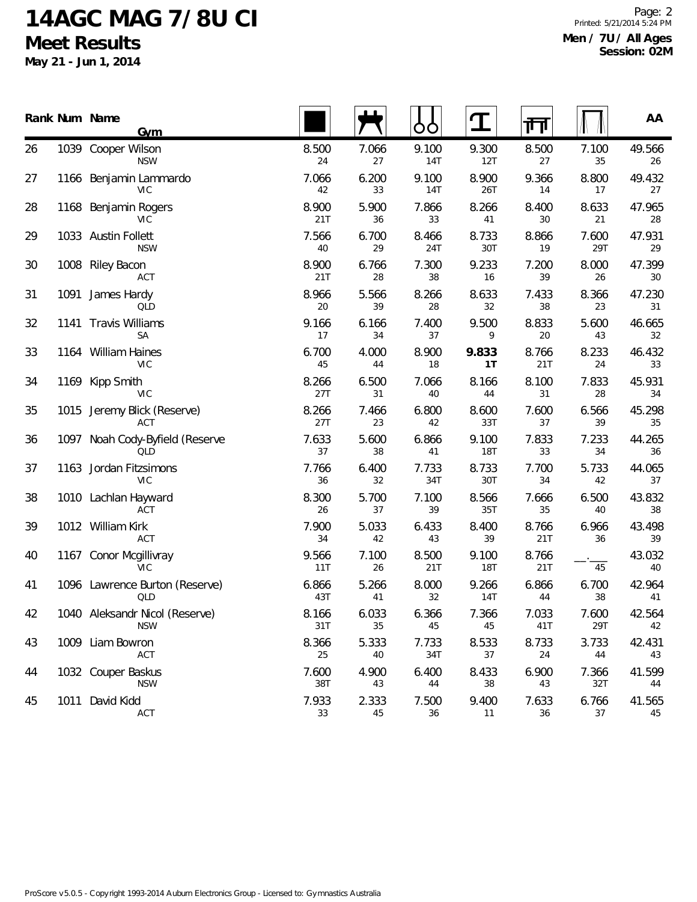# 14AGC MAG 7/8U CI

## Meet Results

**May 21 - Jun 1, 2014**

**Men / 7U / All Ages**
**Session: 02M**

| Rank | Num | Name / Gym | Floor | Pommel Horse | Rings | Vault | Parallel Bars | High Bar | AA |
|---|---|---|---|---|---|---|---|---|---|
| 26 | 1039 | Cooper Wilson<br>NSW | 8.500<br>24 | 7.066<br>27 | 9.100<br>14T | 9.300<br>12T | 8.500<br>27 | 7.100<br>35 | 49.566<br>26 |
| 27 | 1166 | Benjamin Lammardo<br>VIC | 7.066<br>42 | 6.200<br>33 | 9.100<br>14T | 8.900<br>26T | 9.366<br>14 | 8.800<br>17 | 49.432<br>27 |
| 28 | 1168 | Benjamin Rogers<br>VIC | 8.900<br>21T | 5.900<br>36 | 7.866<br>33 | 8.266<br>41 | 8.400<br>30 | 8.633<br>21 | 47.965<br>28 |
| 29 | 1033 | Austin Follett<br>NSW | 7.566<br>40 | 6.700<br>29 | 8.466<br>24T | 8.733<br>30T | 8.866<br>19 | 7.600<br>29T | 47.931<br>29 |
| 30 | 1008 | Riley Bacon<br>ACT | 8.900<br>21T | 6.766<br>28 | 7.300<br>38 | 9.233<br>16 | 7.200<br>39 | 8.000<br>26 | 47.399<br>30 |
| 31 | 1091 | James Hardy<br>QLD | 8.966<br>20 | 5.566<br>39 | 8.266<br>28 | 8.633<br>32 | 7.433<br>38 | 8.366<br>23 | 47.230<br>31 |
| 32 | 1141 | Travis Williams<br>SA | 9.166<br>17 | 6.166<br>34 | 7.400<br>37 | 9.500<br>9 | 8.833<br>20 | 5.600<br>43 | 46.665<br>32 |
| 33 | 1164 | William Haines<br>VIC | 6.700<br>45 | 4.000<br>44 | 8.900<br>18 | **9.833**<br>**1T** | 8.766<br>21T | 8.233<br>24 | 46.432<br>33 |
| 34 | 1169 | Kipp Smith<br>VIC | 8.266<br>27T | 6.500<br>31 | 7.066<br>40 | 8.166<br>44 | 8.100<br>31 | 7.833<br>28 | 45.931<br>34 |
| 35 | 1015 | Jeremy Blick (Reserve)<br>ACT | 8.266<br>27T | 7.466<br>23 | 6.800<br>42 | 8.600<br>33T | 7.600<br>37 | 6.566<br>39 | 45.298<br>35 |
| 36 | 1097 | Noah Cody-Byfield (Reserve<br>QLD | 7.633<br>37 | 5.600<br>38 | 6.866<br>41 | 9.100<br>18T | 7.833<br>33 | 7.233<br>34 | 44.265<br>36 |
| 37 | 1163 | Jordan Fitzsimons<br>VIC | 7.766<br>36 | 6.400<br>32 | 7.733<br>34T | 8.733<br>30T | 7.700<br>34 | 5.733<br>42 | 44.065<br>37 |
| 38 | 1010 | Lachlan Hayward<br>ACT | 8.300<br>26 | 5.700<br>37 | 7.100<br>39 | 8.566<br>35T | 7.666<br>35 | 6.500<br>40 | 43.832<br>38 |
| 39 | 1012 | William Kirk<br>ACT | 7.900<br>34 | 5.033<br>42 | 6.433<br>43 | 8.400<br>39 | 8.766<br>21T | 6.966<br>36 | 43.498<br>39 |
| 40 | 1167 | Conor Mcgillivray<br>VIC | 9.566<br>11T | 7.100<br>26 | 8.500<br>21T | 9.100<br>18T | 8.766<br>21T | __.___<br>45 | 43.032<br>40 |
| 41 | 1096 | Lawrence Burton (Reserve)<br>QLD | 6.866<br>43T | 5.266<br>41 | 8.000<br>32 | 9.266<br>14T | 6.866<br>44 | 6.700<br>38 | 42.964<br>41 |
| 42 | 1040 | Aleksandr Nicol (Reserve)<br>NSW | 8.166<br>31T | 6.033<br>35 | 6.366<br>45 | 7.366<br>45 | 7.033<br>41T | 7.600<br>29T | 42.564<br>42 |
| 43 | 1009 | Liam Bowron<br>ACT | 8.366<br>25 | 5.333<br>40 | 7.733<br>34T | 8.533<br>37 | 8.733<br>24 | 3.733<br>44 | 42.431<br>43 |
| 44 | 1032 | Couper Baskus<br>NSW | 7.600<br>38T | 4.900<br>43 | 6.400<br>44 | 8.433<br>38 | 6.900<br>43 | 7.366<br>32T | 41.599<br>44 |
| 45 | 1011 | David Kidd<br>ACT | 7.933<br>33 | 2.333<br>45 | 7.500<br>36 | 9.400<br>11 | 7.633<br>36 | 6.766<br>37 | 41.565<br>45 |

ProScore v5.0.5 - Copyright 1993-2014 Auburn Electronics Group - Licensed to: Gymnastics Australia